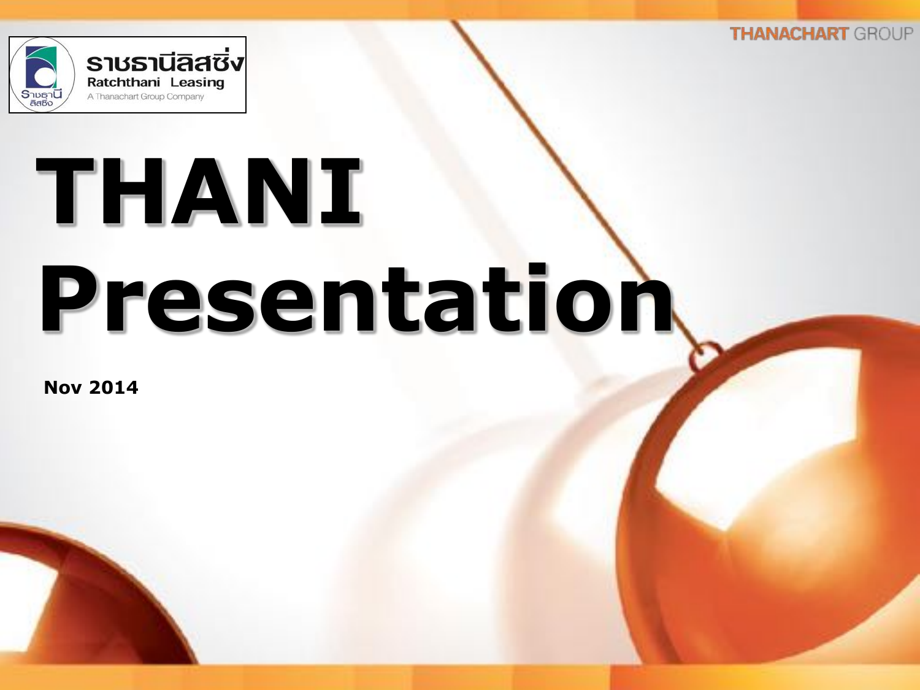ราชธานีลิสซิ่ง

Ratchthani Leasing

A Thanachart Group Company

THANACHART GROUP

# THANI Presentation

**Nov 2014**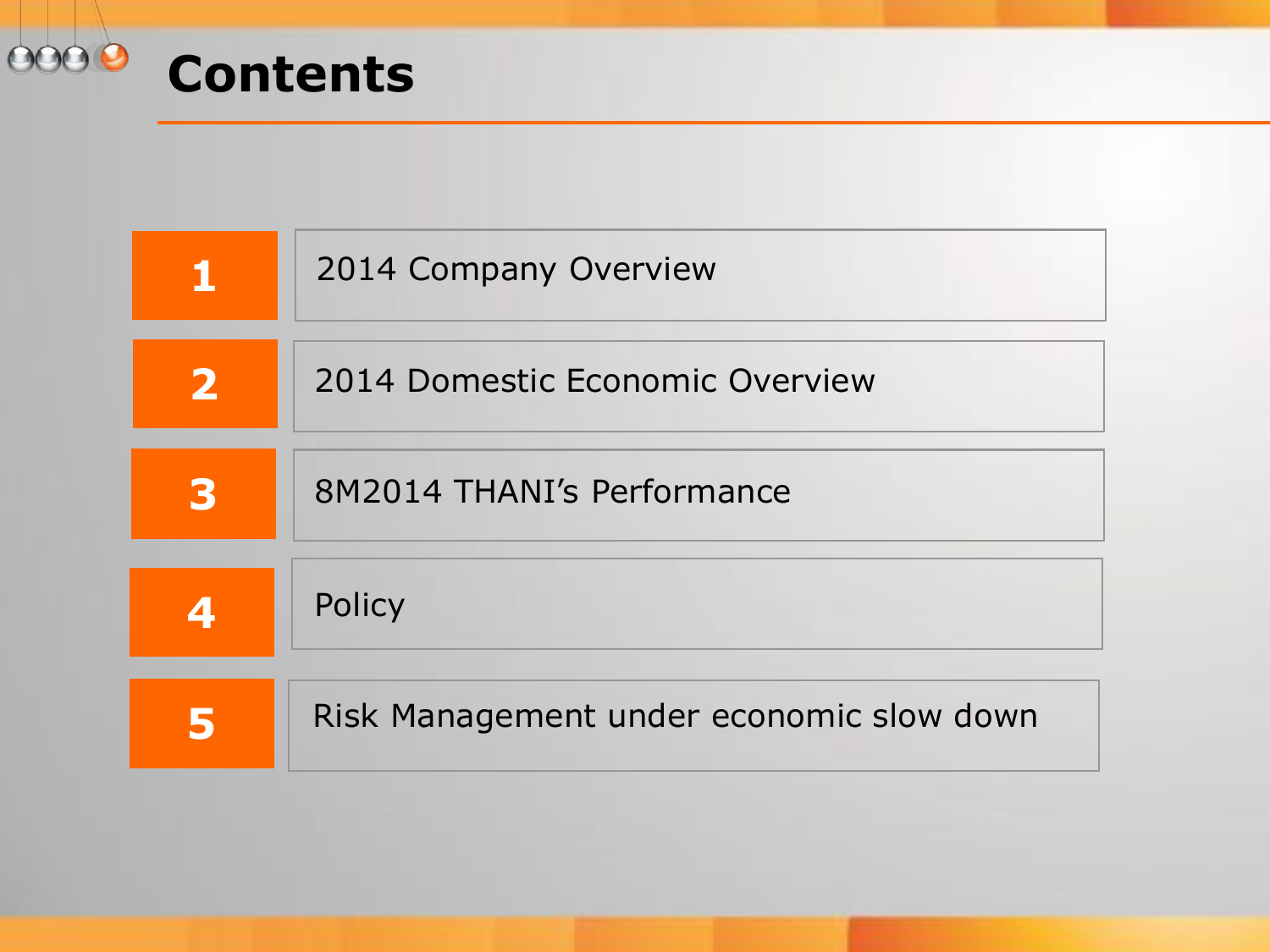# Contents

1. 2014 Company Overview
2. 2014 Domestic Economic Overview
3. 8M2014 THANI's Performance
4. Policy
5. Risk Management under economic slow down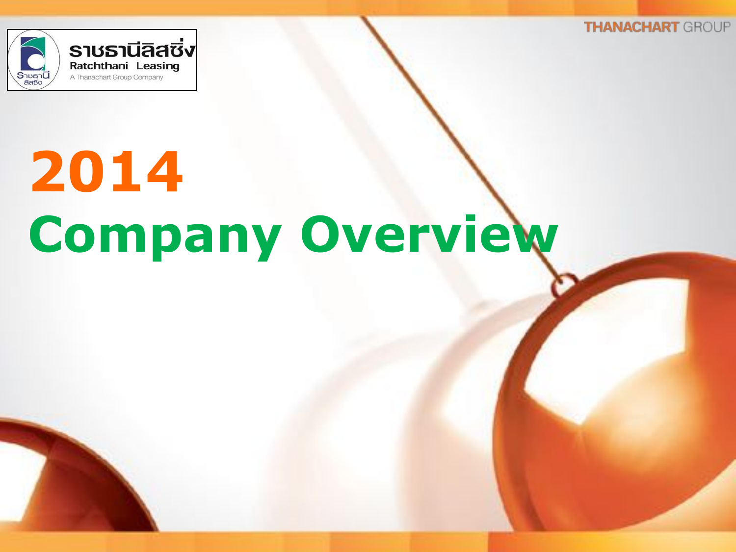# 2014 Company Overview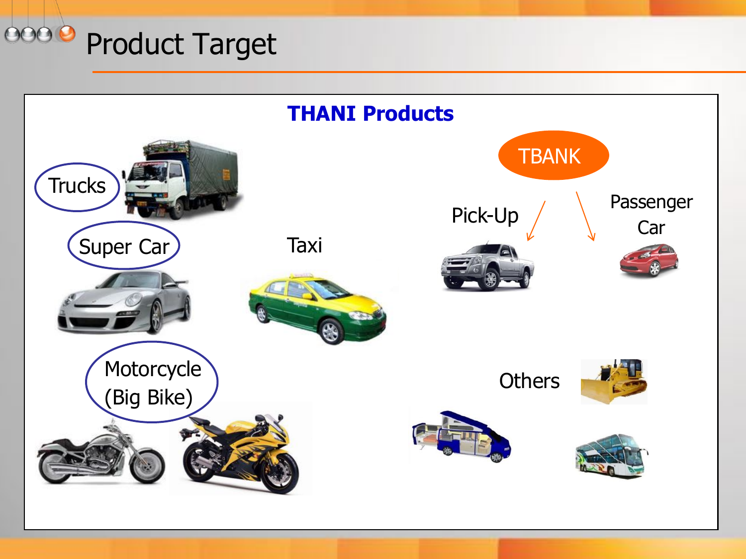# Product Target

## THANI Products

- Trucks
- Super Car
- Taxi
- Motorcycle (Big Bike)
- TBANK
  - Pick-Up
  - Passenger Car
- Others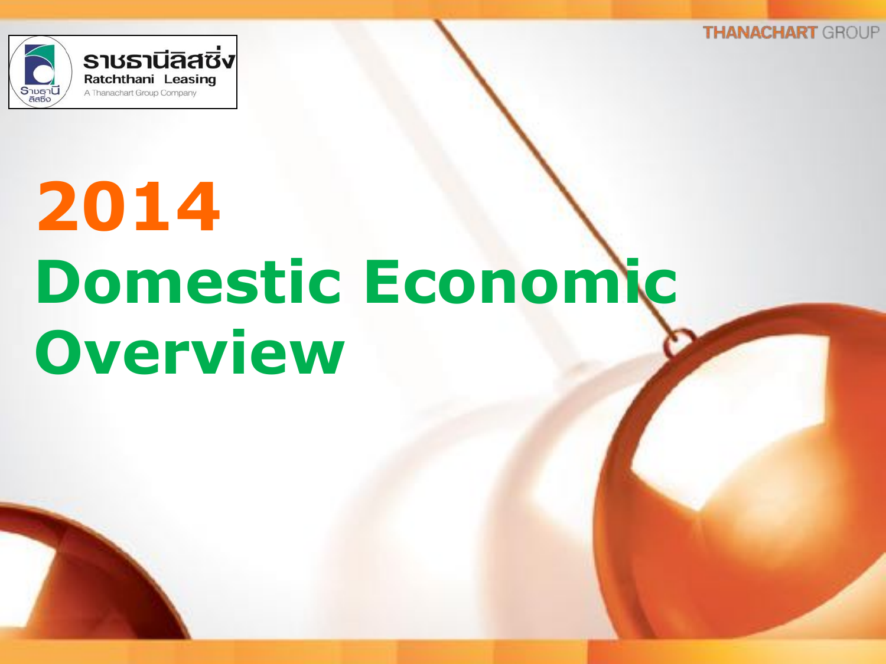# 2014 Domestic Economic Overview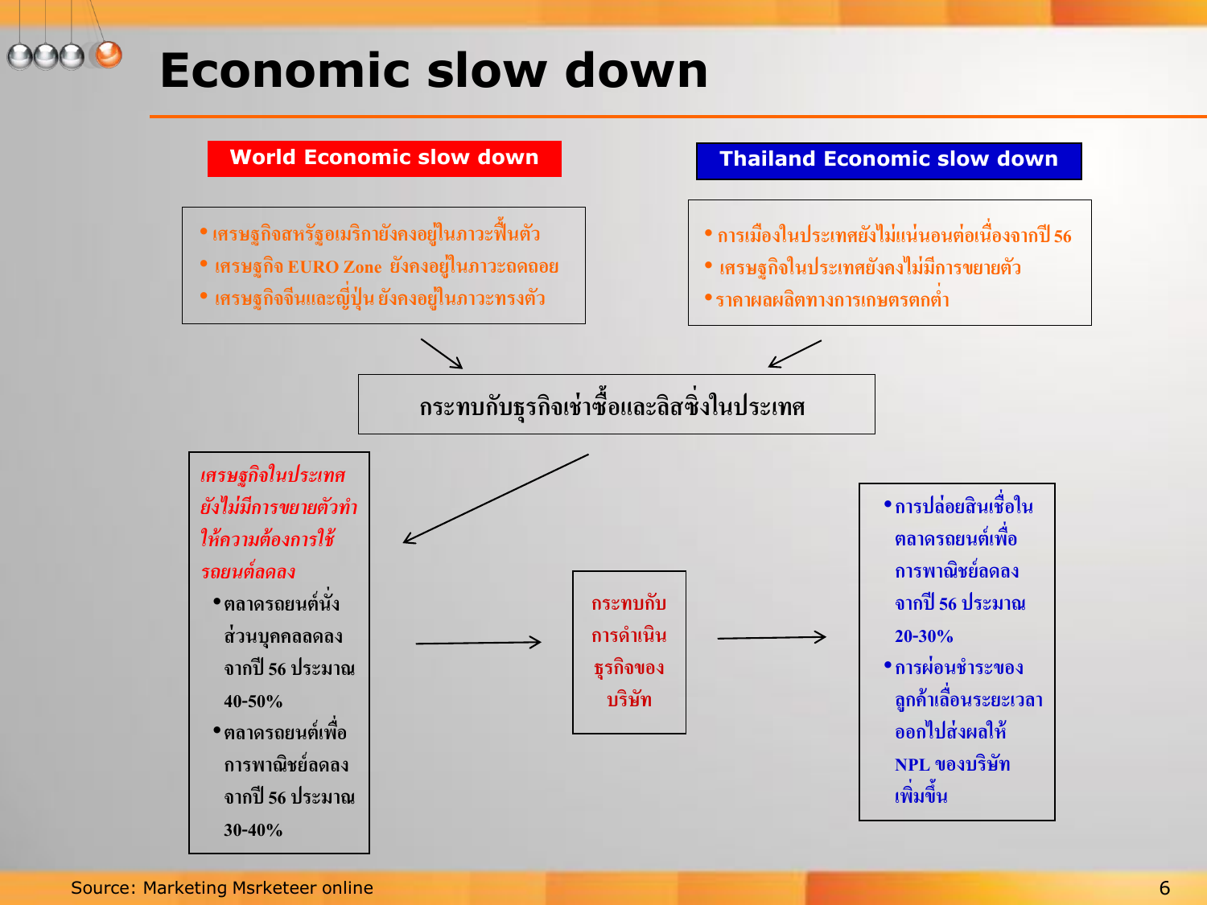# Economic slow down

## World Economic slow down

- เศรษฐกิจสหรัฐอเมริกายังคงอยู่ในภาวะฟื้นตัว
- เศรษฐกิจ EURO Zone ยังคงอยู่ในภาวะถดถอย
- เศรษฐกิจจีนและญี่ปุ่น ยังคงอยู่ในภาวะทรงตัว

## Thailand Economic slow down

- การเมืองในประเทศยังไม่แน่นอนต่อเนื่องจากปี 56
- เศรษฐกิจในประเทศยังคงไม่มีการขยายตัว
- ราคาผลผลิตทางการเกษตรตกต่ำ

**กระทบกับธุรกิจเช่าซื้อและลิสซิ่งในประเทศ**

*เศรษฐกิจในประเทศยังไม่มีการขยายตัวทำให้ความต้องการใช้รถยนต์ลดลง*

- ตลาดรถยนต์นั่งส่วนบุคคลลดลงจากปี 56 ประมาณ 40-50%
- ตลาดรถยนต์เพื่อการพาณิชย์ลดลงจากปี 56 ประมาณ 30-40%

→ กระทบกับการดำเนินธุรกิจของบริษัท →

- การปล่อยสินเชื่อในตลาดรถยนต์เพื่อการพาณิชย์ลดลงจากปี 56 ประมาณ 20-30%
- การผ่อนชำระของลูกค้าเลื่อนระยะเวลาออกไปส่งผลให้ NPL ของบริษัทเพิ่มขึ้น

Source: Marketing Msrketeer online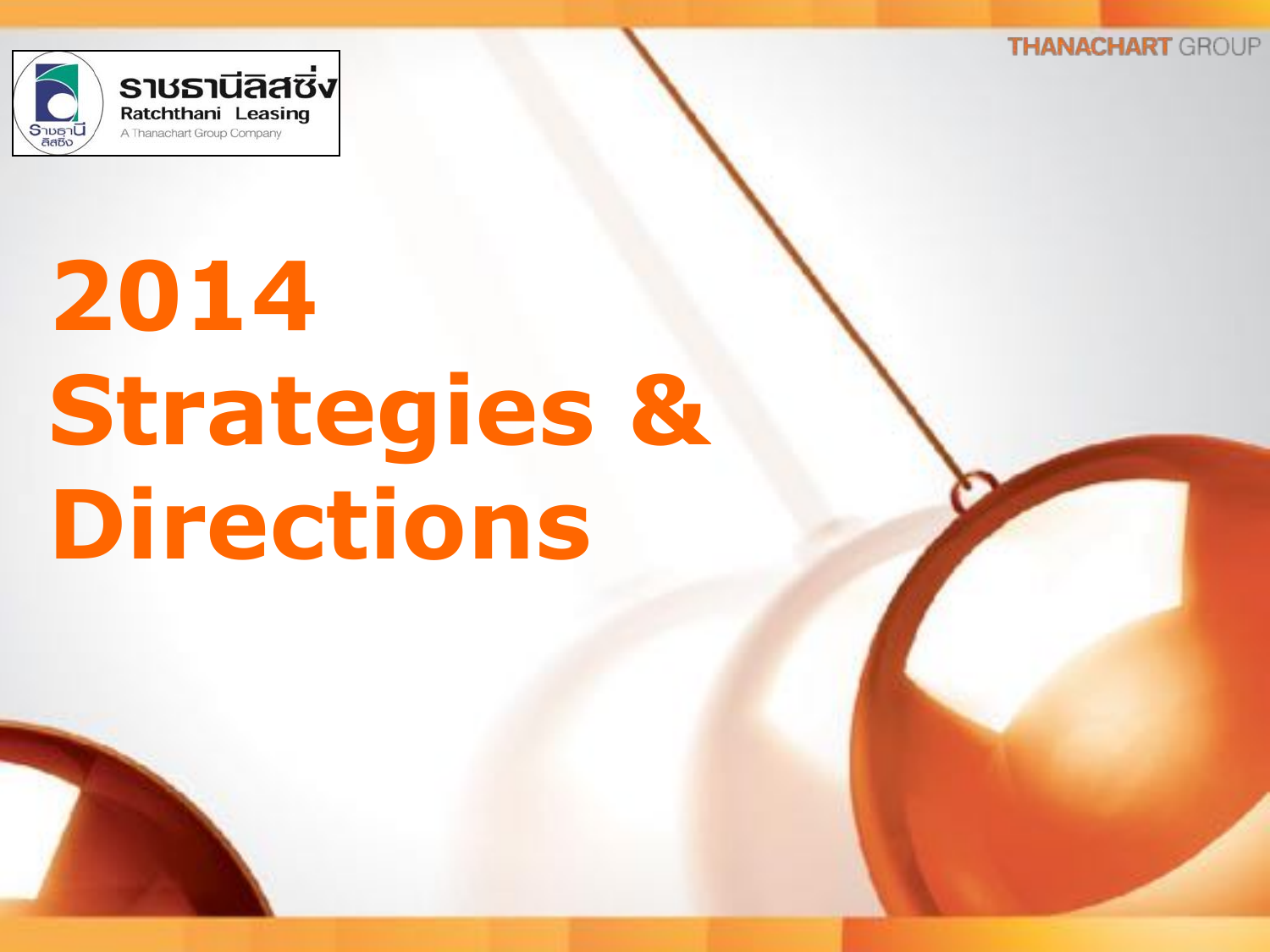# 2014 Strategies & Directions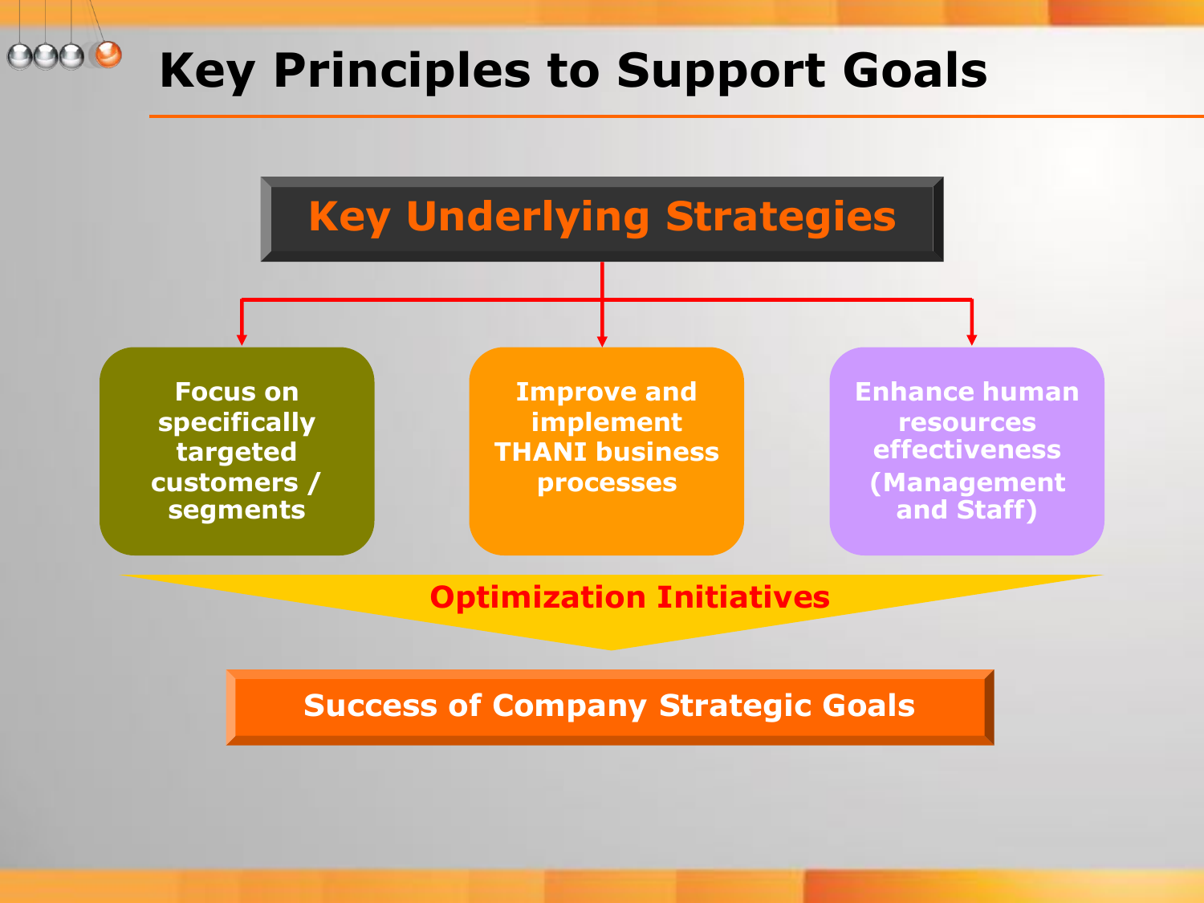# Key Principles to Support Goals

## Key Underlying Strategies

- Focus on specifically targeted customers / segments
- Improve and implement THANI business processes
- Enhance human resources effectiveness (Management and Staff)

**Optimization Initiatives**

**Success of Company Strategic Goals**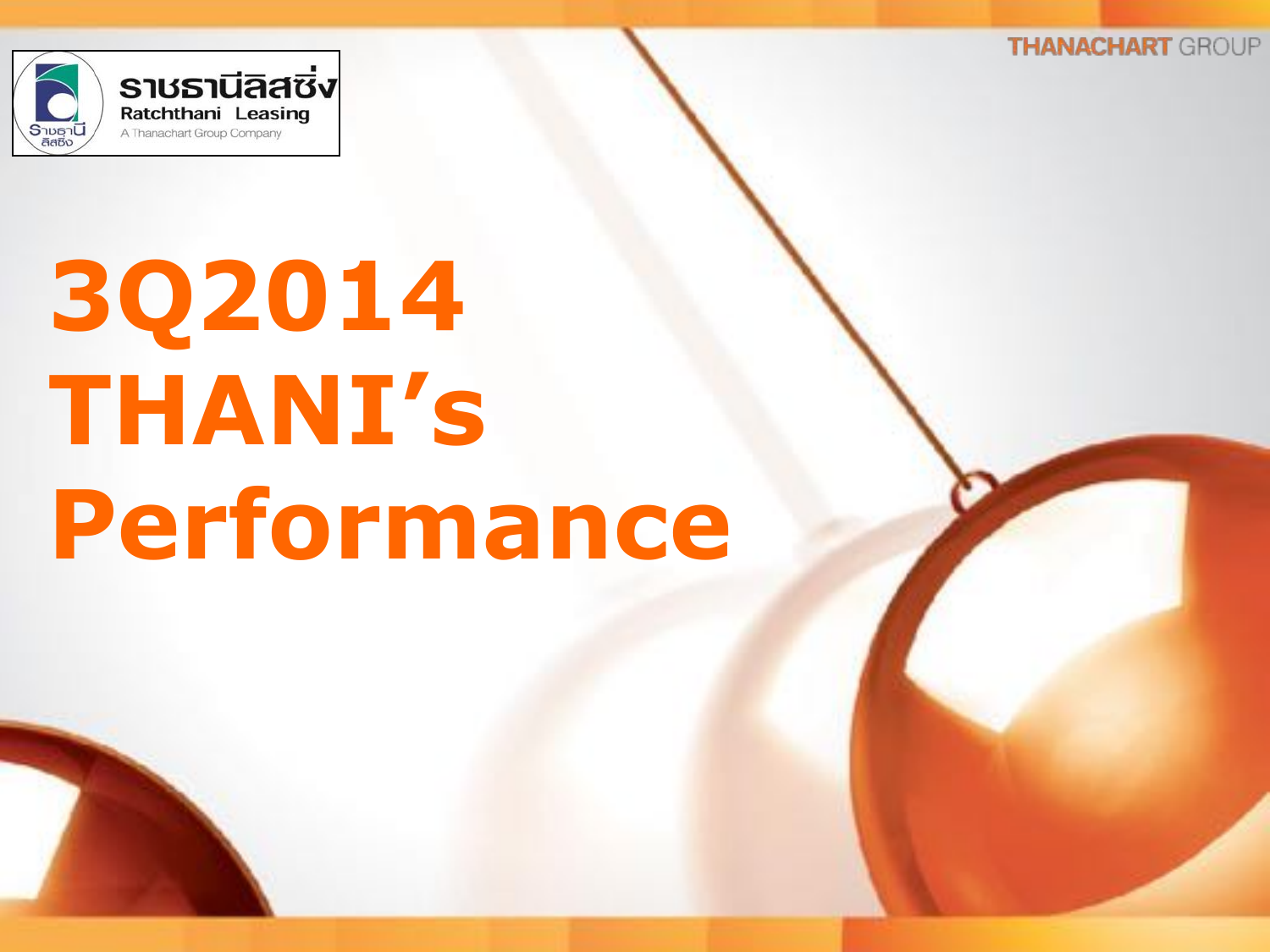# 3Q2014 THANI's Performance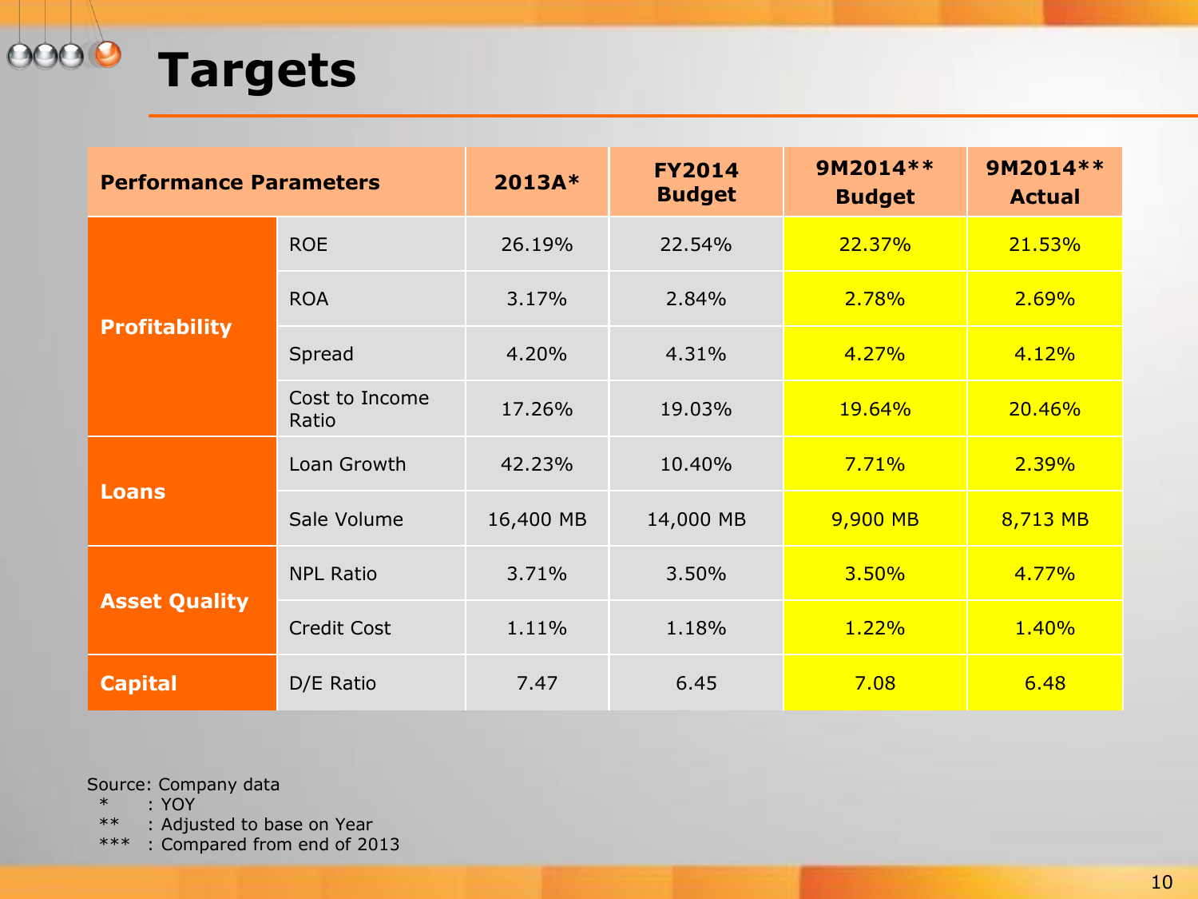# Targets

| Performance Parameters | | 2013A* | FY2014 Budget | 9M2014** Budget | 9M2014** Actual |
|---|---|---|---|---|---|
| Profitability | ROE | 26.19% | 22.54% | 22.37% | 21.53% |
| | ROA | 3.17% | 2.84% | 2.78% | 2.69% |
| | Spread | 4.20% | 4.31% | 4.27% | 4.12% |
| | Cost to Income Ratio | 17.26% | 19.03% | 19.64% | 20.46% |
| Loans | Loan Growth | 42.23% | 10.40% | 7.71% | 2.39% |
| | Sale Volume | 16,400 MB | 14,000 MB | 9,900 MB | 8,713 MB |
| Asset Quality | NPL Ratio | 3.71% | 3.50% | 3.50% | 4.77% |
| | Credit Cost | 1.11% | 1.18% | 1.22% | 1.40% |
| Capital | D/E Ratio | 7.47 | 6.45 | 7.08 | 6.48 |

Source: Company data

\* : YOY

** : Adjusted to base on Year

*** : Compared from end of 2013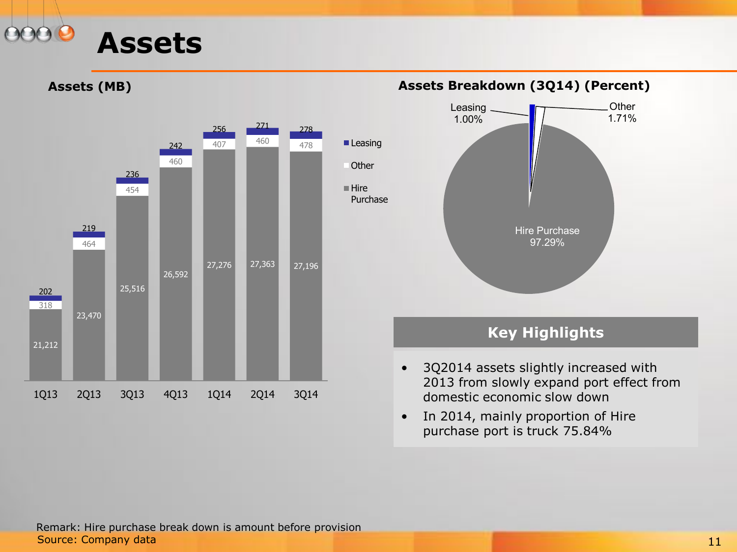# Assets

## Assets (MB)

| | 1Q13 | 2Q13 | 3Q13 | 4Q13 | 1Q14 | 2Q14 | 3Q14 |
|---|---|---|---|---|---|---|---|
| Leasing | 202 | 219 | 236 | 242 | 256 | 271 | 278 |
| Other | 318 | 464 | 454 | 460 | 407 | 460 | 478 |
| Hire Purchase | 21,212 | 23,470 | 25,516 | 26,592 | 27,276 | 27,363 | 27,196 |

## Assets Breakdown (3Q14) (Percent)

| Category | Percent |
|---|---|
| Hire Purchase | 97.29% |
| Other | 1.71% |
| Leasing | 1.00% |

## Key Highlights

- 3Q2014 assets slightly increased with 2013 from slowly expand port effect from domestic economic slow down
- In 2014, mainly proportion of Hire purchase port is truck 75.84%

Remark: Hire purchase break down is amount before provision
Source: Company data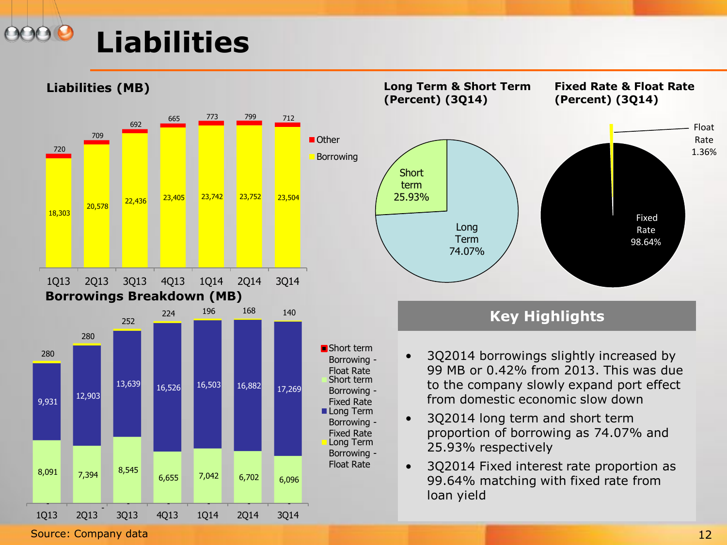# Liabilities

## Liabilities (MB)

| | 1Q13 | 2Q13 | 3Q13 | 4Q13 | 1Q14 | 2Q14 | 3Q14 |
|---|---|---|---|---|---|---|---|
| Other | 720 | 709 | 692 | 665 | 773 | 799 | 712 |
| Borrowing | 18,303 | 20,578 | 22,436 | 23,405 | 23,742 | 23,752 | 23,504 |

## Long Term & Short Term (Percent) (3Q14)

- Short term 25.93%
- Long Term 74.07%

## Fixed Rate & Float Rate (Percent) (3Q14)

- Float Rate 1.36%
- Fixed Rate 98.64%

## Borrowings Breakdown (MB)

| | 1Q13 | 2Q13 | 3Q13 | 4Q13 | 1Q14 | 2Q14 | 3Q14 |
|---|---|---|---|---|---|---|---|
| Short term Borrowing - Float Rate | - | - | - | | | | |
| Short term Borrowing - Fixed Rate | 8,091 | 7,394 | 8,545 | 6,655 | 7,042 | 6,702 | 6,096 |
| Long Term Borrowing - Fixed Rate | 9,931 | 12,903 | 13,639 | 16,526 | 16,503 | 16,882 | 17,269 |
| Long Term Borrowing - Float Rate | 280 | 280 | 252 | 224 | 196 | 168 | 140 |

## Key Highlights

- 3Q2014 borrowings slightly increased by 99 MB or 0.42% from 2013. This was due to the company slowly expand port effect from domestic economic slow down
- 3Q2014 long term and short term proportion of borrowing as 74.07% and 25.93% respectively
- 3Q2014 Fixed interest rate proportion as 99.64% matching with fixed rate from loan yield

Source: Company data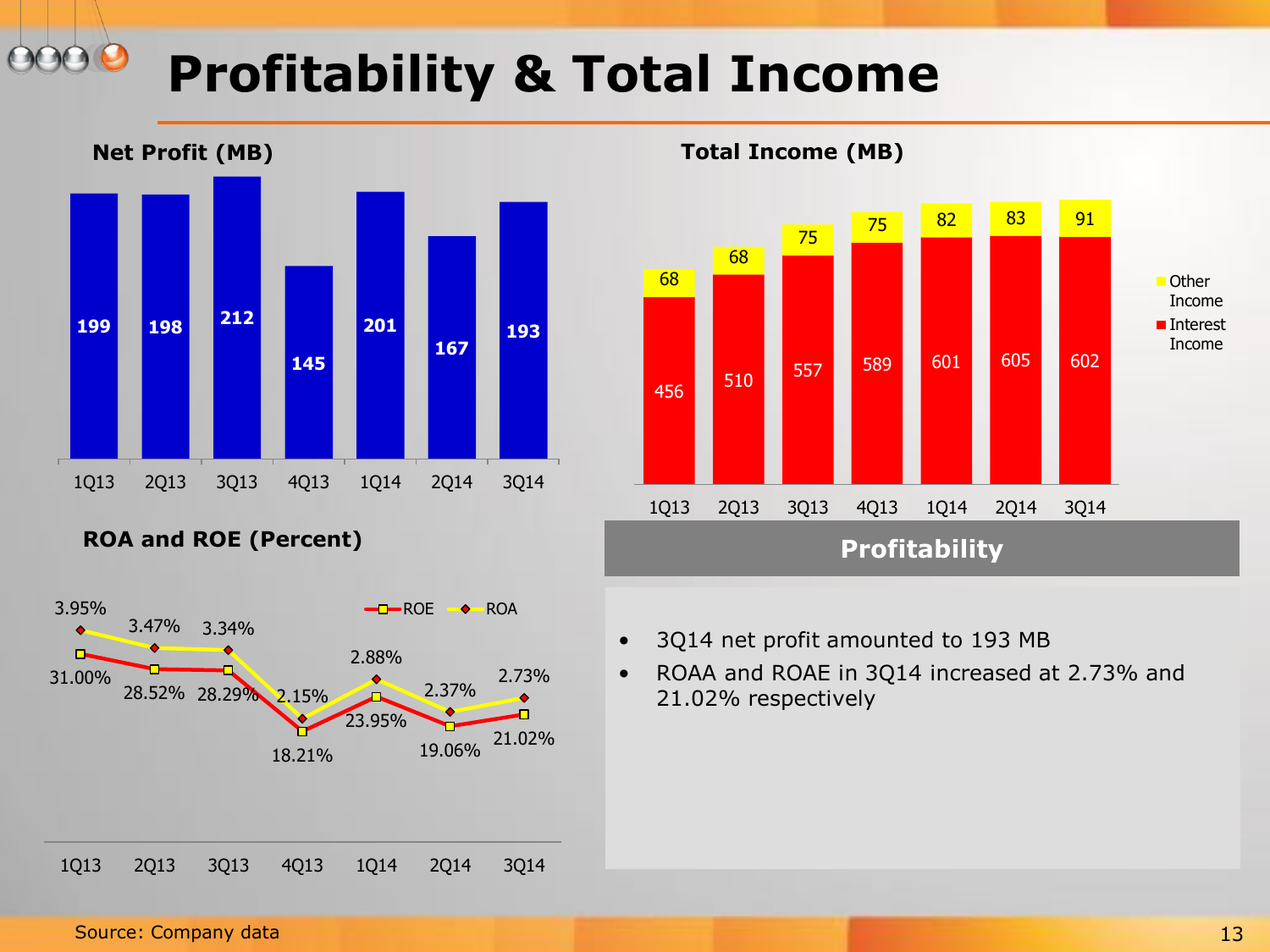# Profitability & Total Income

### Net Profit (MB)

| | 1Q13 | 2Q13 | 3Q13 | 4Q13 | 1Q14 | 2Q14 | 3Q14 |
|---|---|---|---|---|---|---|---|
| Net Profit | 199 | 198 | 212 | 145 | 201 | 167 | 193 |

### Total Income (MB)

| | 1Q13 | 2Q13 | 3Q13 | 4Q13 | 1Q14 | 2Q14 | 3Q14 |
|---|---|---|---|---|---|---|---|
| Other Income | 68 | 68 | 75 | 75 | 82 | 83 | 91 |
| Interest Income | 456 | 510 | 557 | 589 | 601 | 605 | 602 |

### ROA and ROE (Percent)

| | 1Q13 | 2Q13 | 3Q13 | 4Q13 | 1Q14 | 2Q14 | 3Q14 |
|---|---|---|---|---|---|---|---|
| ROE | 31.00% | 28.52% | 28.29% | 18.21% | 23.95% | 19.06% | 21.02% |
| ROA | 3.95% | 3.47% | 3.34% | 2.15% | 2.88% | 2.37% | 2.73% |

## Profitability

- 3Q14 net profit amounted to 193 MB
- ROAA and ROAE in 3Q14 increased at 2.73% and 21.02% respectively

Source: Company data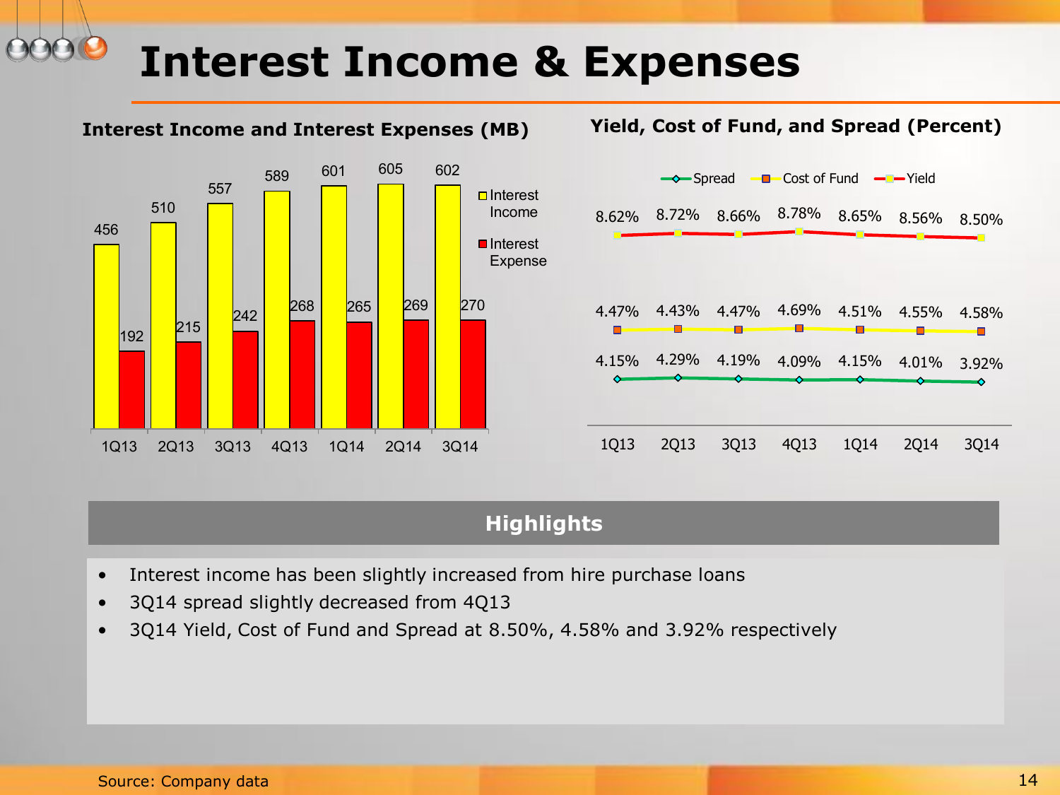# Interest Income & Expenses

**Interest Income and Interest Expenses (MB)**

| | 1Q13 | 2Q13 | 3Q13 | 4Q13 | 1Q14 | 2Q14 | 3Q14 |
|---|---|---|---|---|---|---|---|
| Interest Income | 456 | 510 | 557 | 589 | 601 | 605 | 602 |
| Interest Expense | 192 | 215 | 242 | 268 | 265 | 269 | 270 |

**Yield, Cost of Fund, and Spread (Percent)**

| | 1Q13 | 2Q13 | 3Q13 | 4Q13 | 1Q14 | 2Q14 | 3Q14 |
|---|---|---|---|---|---|---|---|
| Yield | 8.62% | 8.72% | 8.66% | 8.78% | 8.65% | 8.56% | 8.50% |
| Cost of Fund | 4.47% | 4.43% | 4.47% | 4.69% | 4.51% | 4.55% | 4.58% |
| Spread | 4.15% | 4.29% | 4.19% | 4.09% | 4.15% | 4.01% | 3.92% |

## Highlights

- Interest income has been slightly increased from hire purchase loans
- 3Q14 spread slightly decreased from 4Q13
- 3Q14 Yield, Cost of Fund and Spread at 8.50%, 4.58% and 3.92% respectively

Source: Company data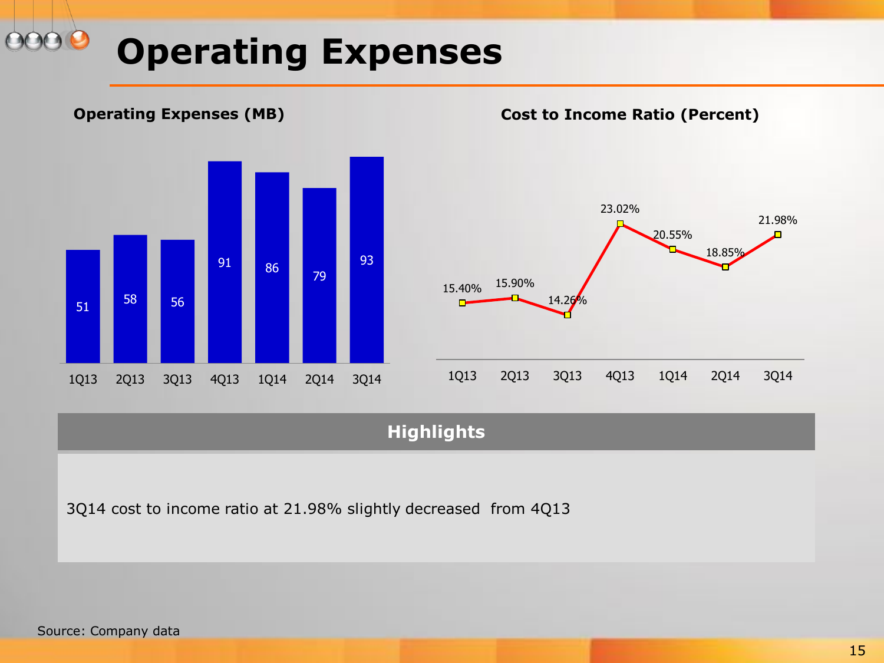# Operating Expenses

### Operating Expenses (MB)

| 1Q13 | 2Q13 | 3Q13 | 4Q13 | 1Q14 | 2Q14 | 3Q14 |
|---|---|---|---|---|---|---|
| 51 | 58 | 56 | 91 | 86 | 79 | 93 |

### Cost to Income Ratio (Percent)

| 1Q13 | 2Q13 | 3Q13 | 4Q13 | 1Q14 | 2Q14 | 3Q14 |
|---|---|---|---|---|---|---|
| 15.40% | 15.90% | 14.26% | 23.02% | 20.55% | 18.85% | 21.98% |

### Highlights

3Q14 cost to income ratio at 21.98% slightly decreased from 4Q13

Source: Company data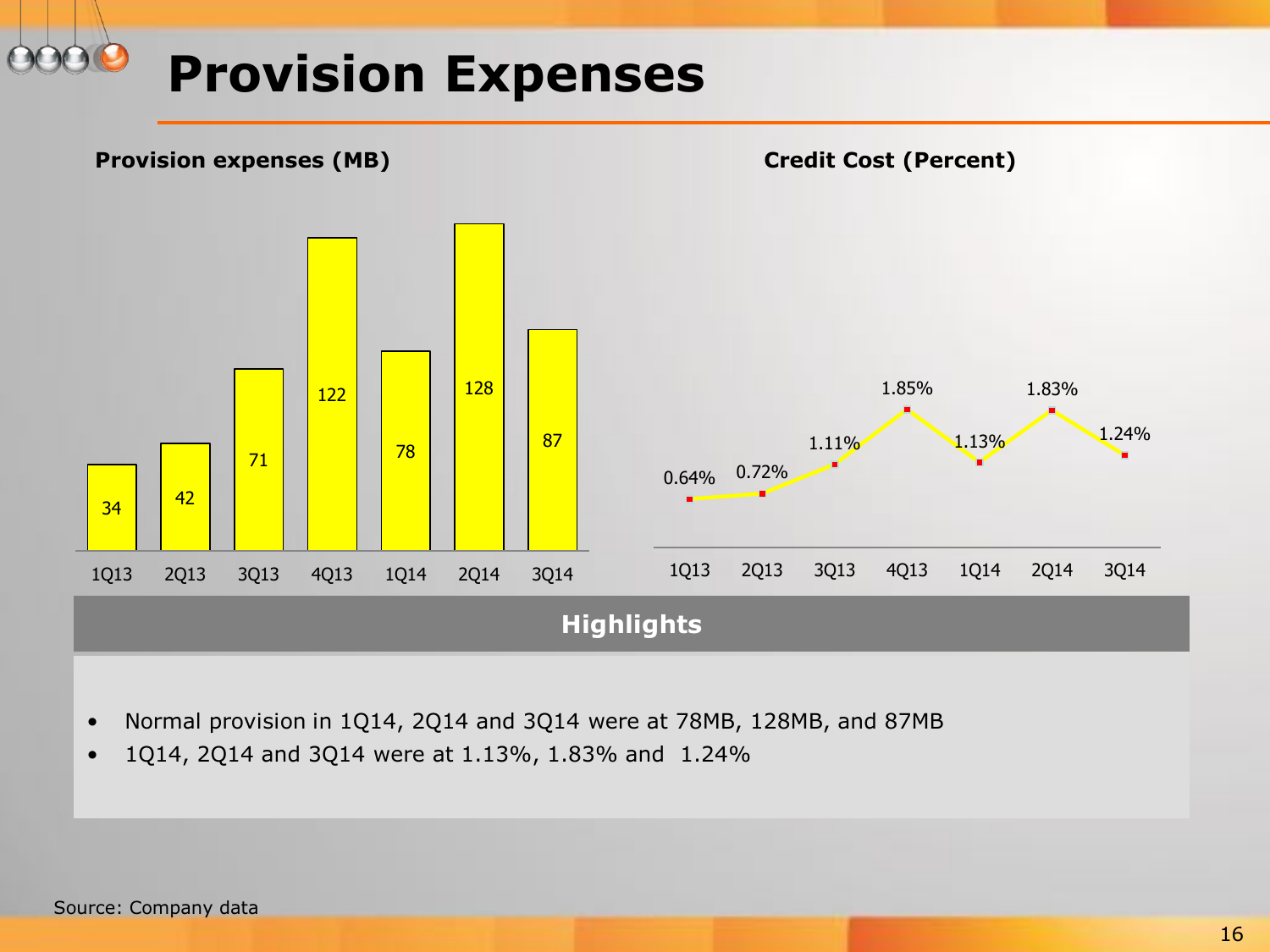# Provision Expenses

**Provision expenses (MB)**

| 1Q13 | 2Q13 | 3Q13 | 4Q13 | 1Q14 | 2Q14 | 3Q14 |
|---|---|---|---|---|---|---|
| 34 | 42 | 71 | 122 | 78 | 128 | 87 |

**Credit Cost (Percent)**

| 1Q13 | 2Q13 | 3Q13 | 4Q13 | 1Q14 | 2Q14 | 3Q14 |
|---|---|---|---|---|---|---|
| 0.64% | 0.72% | 1.11% | 1.85% | 1.13% | 1.83% | 1.24% |

**Highlights**

- Normal provision in 1Q14, 2Q14 and 3Q14 were at 78MB, 128MB, and 87MB
- 1Q14, 2Q14 and 3Q14 were at 1.13%, 1.83% and 1.24%

Source: Company data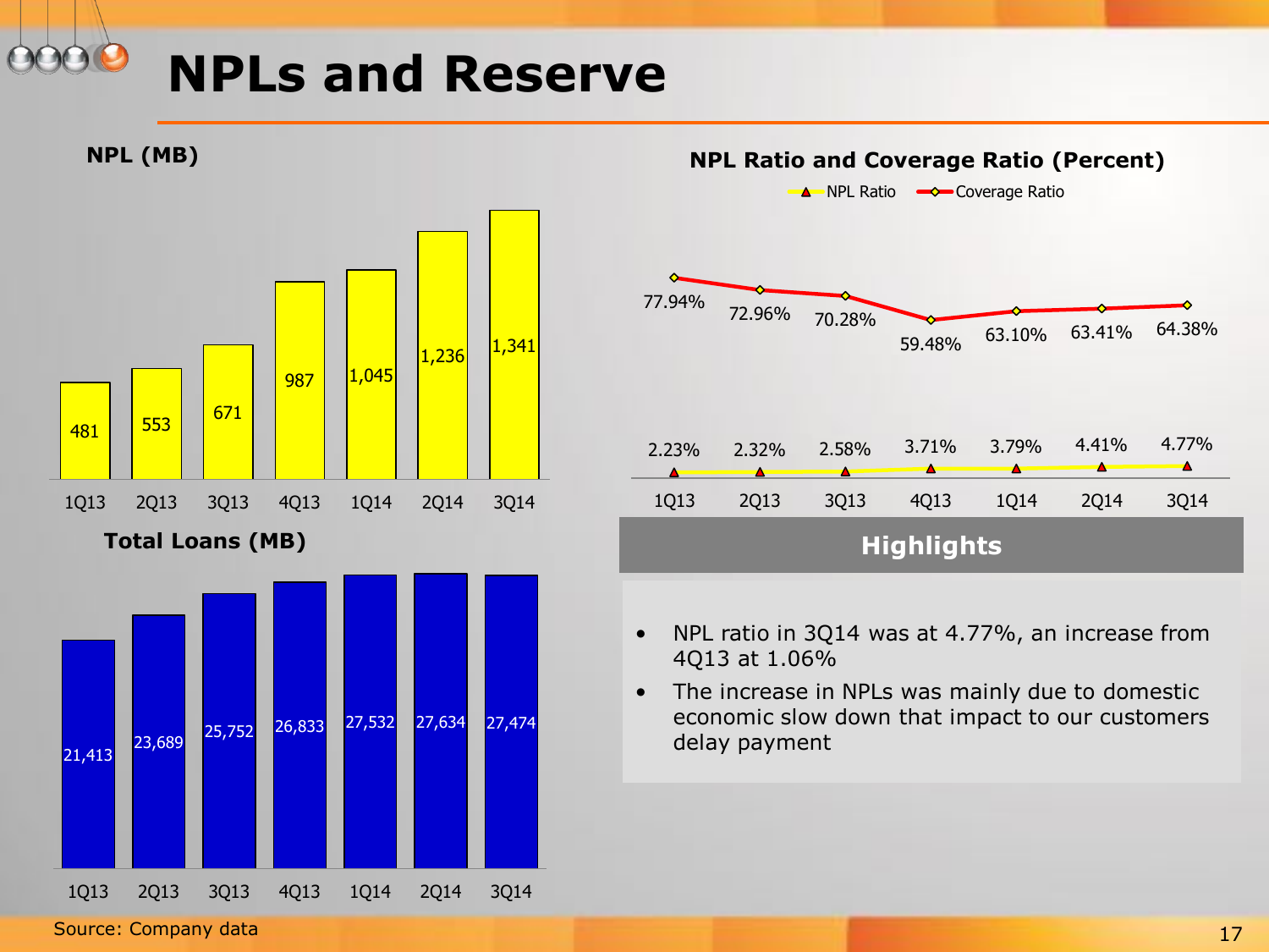# NPLs and Reserve

**NPL (MB)**

481
553
671
987
1,045
1,236
1,341

1Q13 2Q13 3Q13 4Q13 1Q14 2Q14 3Q14

**Total Loans (MB)**

21,413
23,689
25,752
26,833
27,532
27,634
27,474

1Q13 2Q13 3Q13 4Q13 1Q14 2Q14 3Q14

**NPL Ratio and Coverage Ratio (Percent)**

NPL Ratio
Coverage Ratio

77.94%
72.96%
70.28%
59.48%
63.10%
63.41%
64.38%

2.23%
2.32%
2.58%
3.71%
3.79%
4.41%
4.77%

1Q13 2Q13 3Q13 4Q13 1Q14 2Q14 3Q14

## Highlights

- NPL ratio in 3Q14 was at 4.77%, an increase from 4Q13 at 1.06%
- The increase in NPLs was mainly due to domestic economic slow down that impact to our customers delay payment

Source: Company data